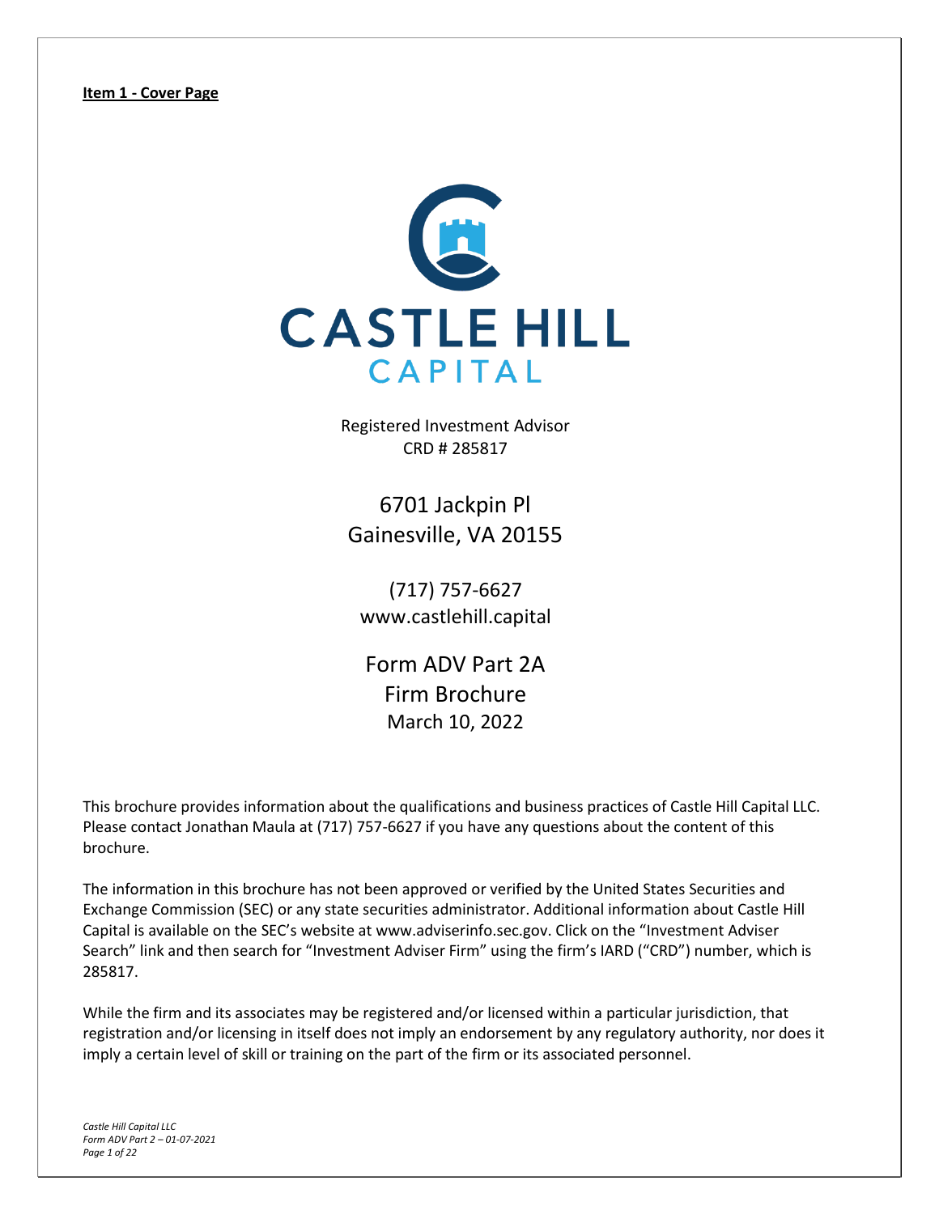**Item 1 - Cover Page**

CASTLE HILL
CAPITAL

Registered Investment Advisor
CRD # 285817

6701 Jackpin Pl
Gainesville, VA 20155

(717) 757-6627
www.castlehill.capital

Form ADV Part 2A
Firm Brochure
March 10, 2022

This brochure provides information about the qualifications and business practices of Castle Hill Capital LLC. Please contact Jonathan Maula at (717) 757-6627 if you have any questions about the content of this brochure.

The information in this brochure has not been approved or verified by the United States Securities and Exchange Commission (SEC) or any state securities administrator. Additional information about Castle Hill Capital is available on the SEC's website at www.adviserinfo.sec.gov. Click on the "Investment Adviser Search" link and then search for "Investment Adviser Firm" using the firm's IARD ("CRD") number, which is 285817.

While the firm and its associates may be registered and/or licensed within a particular jurisdiction, that registration and/or licensing in itself does not imply an endorsement by any regulatory authority, nor does it imply a certain level of skill or training on the part of the firm or its associated personnel.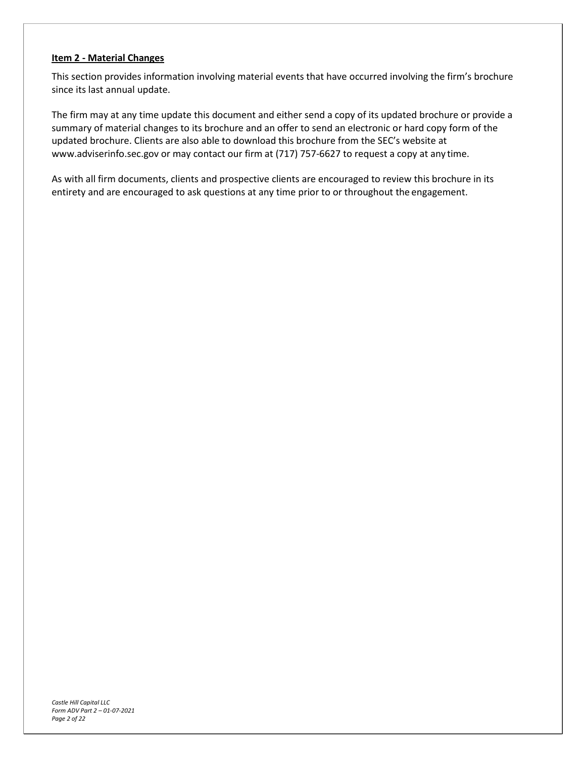## Item 2 - Material Changes

This section provides information involving material events that have occurred involving the firm's brochure since its last annual update.

The firm may at any time update this document and either send a copy of its updated brochure or provide a summary of material changes to its brochure and an offer to send an electronic or hard copy form of the updated brochure. Clients are also able to download this brochure from the SEC's website at www.adviserinfo.sec.gov or may contact our firm at (717) 757-6627 to request a copy at any time.

As with all firm documents, clients and prospective clients are encouraged to review this brochure in its entirety and are encouraged to ask questions at any time prior to or throughout the engagement.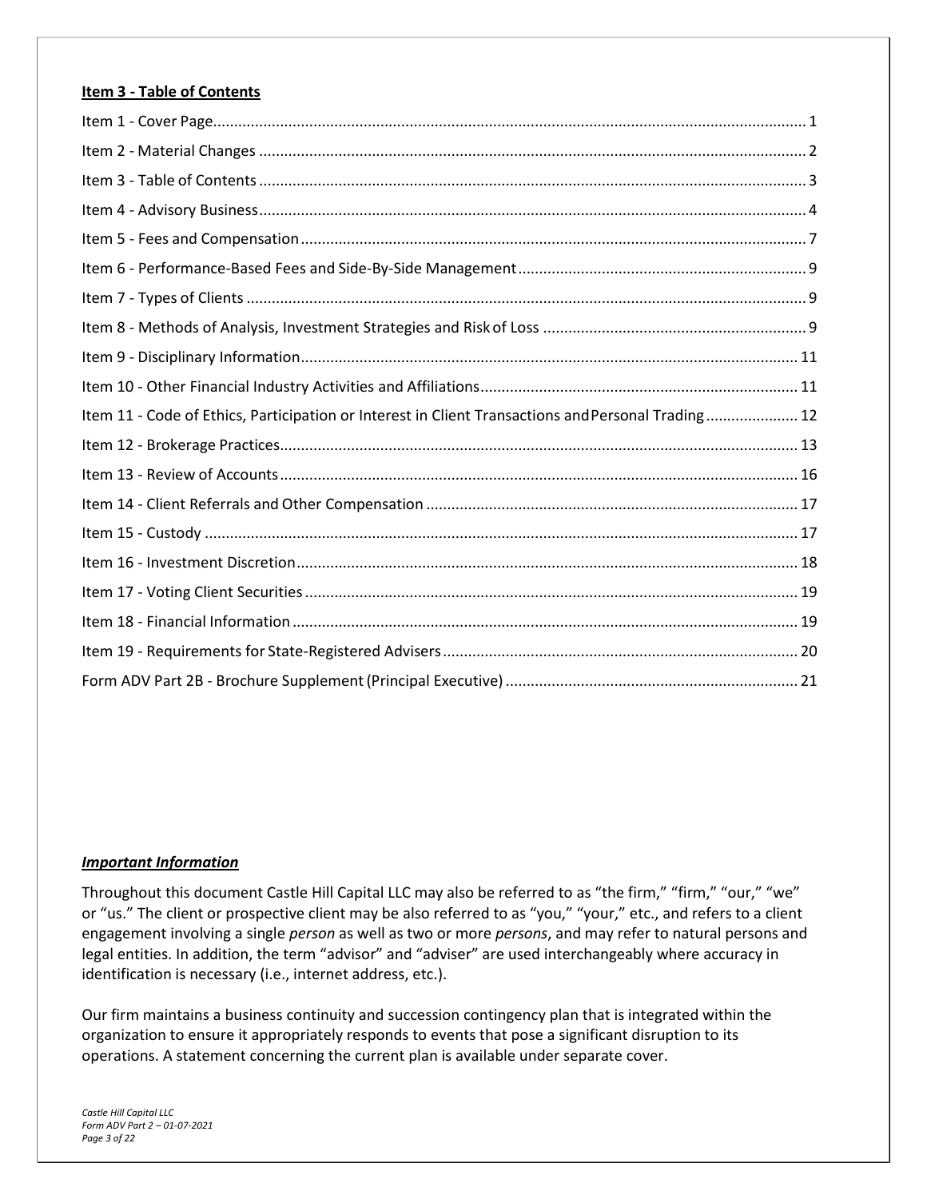## Item 3 - Table of Contents

| | |
|---|---|
| Item 1 - Cover Page | 1 |
| Item 2 - Material Changes | 2 |
| Item 3 - Table of Contents | 3 |
| Item 4 - Advisory Business | 4 |
| Item 5 - Fees and Compensation | 7 |
| Item 6 - Performance-Based Fees and Side-By-Side Management | 9 |
| Item 7 - Types of Clients | 9 |
| Item 8 - Methods of Analysis, Investment Strategies and Risk of Loss | 9 |
| Item 9 - Disciplinary Information | 11 |
| Item 10 - Other Financial Industry Activities and Affiliations | 11 |
| Item 11 - Code of Ethics, Participation or Interest in Client Transactions and Personal Trading | 12 |
| Item 12 - Brokerage Practices | 13 |
| Item 13 - Review of Accounts | 16 |
| Item 14 - Client Referrals and Other Compensation | 17 |
| Item 15 - Custody | 17 |
| Item 16 - Investment Discretion | 18 |
| Item 17 - Voting Client Securities | 19 |
| Item 18 - Financial Information | 19 |
| Item 19 - Requirements for State-Registered Advisers | 20 |
| Form ADV Part 2B - Brochure Supplement (Principal Executive) | 21 |

### ***Important Information***

Throughout this document Castle Hill Capital LLC may also be referred to as "the firm," "firm," "our," "we" or "us." The client or prospective client may be also referred to as "you," "your," etc., and refers to a client engagement involving a single *person* as well as two or more *persons*, and may refer to natural persons and legal entities. In addition, the term "advisor" and "adviser" are used interchangeably where accuracy in identification is necessary (i.e., internet address, etc.).

Our firm maintains a business continuity and succession contingency plan that is integrated within the organization to ensure it appropriately responds to events that pose a significant disruption to its operations. A statement concerning the current plan is available under separate cover.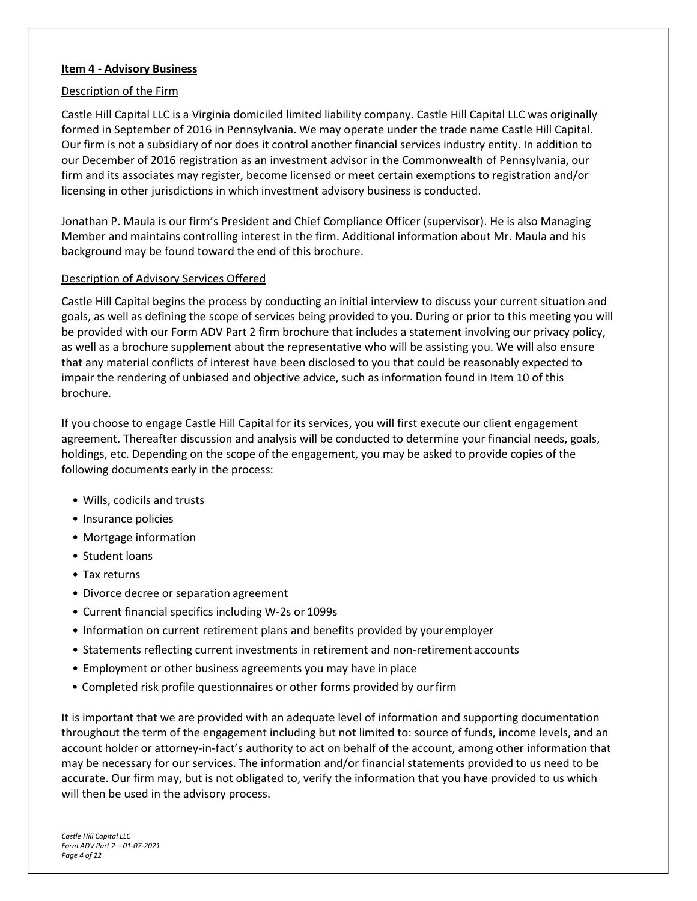## Item 4 - Advisory Business

### Description of the Firm

Castle Hill Capital LLC is a Virginia domiciled limited liability company. Castle Hill Capital LLC was originally formed in September of 2016 in Pennsylvania. We may operate under the trade name Castle Hill Capital. Our firm is not a subsidiary of nor does it control another financial services industry entity. In addition to our December of 2016 registration as an investment advisor in the Commonwealth of Pennsylvania, our firm and its associates may register, become licensed or meet certain exemptions to registration and/or licensing in other jurisdictions in which investment advisory business is conducted.

Jonathan P. Maula is our firm's President and Chief Compliance Officer (supervisor). He is also Managing Member and maintains controlling interest in the firm. Additional information about Mr. Maula and his background may be found toward the end of this brochure.

### Description of Advisory Services Offered

Castle Hill Capital begins the process by conducting an initial interview to discuss your current situation and goals, as well as defining the scope of services being provided to you. During or prior to this meeting you will be provided with our Form ADV Part 2 firm brochure that includes a statement involving our privacy policy, as well as a brochure supplement about the representative who will be assisting you. We will also ensure that any material conflicts of interest have been disclosed to you that could be reasonably expected to impair the rendering of unbiased and objective advice, such as information found in Item 10 of this brochure.

If you choose to engage Castle Hill Capital for its services, you will first execute our client engagement agreement. Thereafter discussion and analysis will be conducted to determine your financial needs, goals, holdings, etc. Depending on the scope of the engagement, you may be asked to provide copies of the following documents early in the process:

- Wills, codicils and trusts
- Insurance policies
- Mortgage information
- Student loans
- Tax returns
- Divorce decree or separation agreement
- Current financial specifics including W-2s or 1099s
- Information on current retirement plans and benefits provided by your employer
- Statements reflecting current investments in retirement and non-retirement accounts
- Employment or other business agreements you may have in place
- Completed risk profile questionnaires or other forms provided by our firm

It is important that we are provided with an adequate level of information and supporting documentation throughout the term of the engagement including but not limited to: source of funds, income levels, and an account holder or attorney-in-fact's authority to act on behalf of the account, among other information that may be necessary for our services. The information and/or financial statements provided to us need to be accurate. Our firm may, but is not obligated to, verify the information that you have provided to us which will then be used in the advisory process.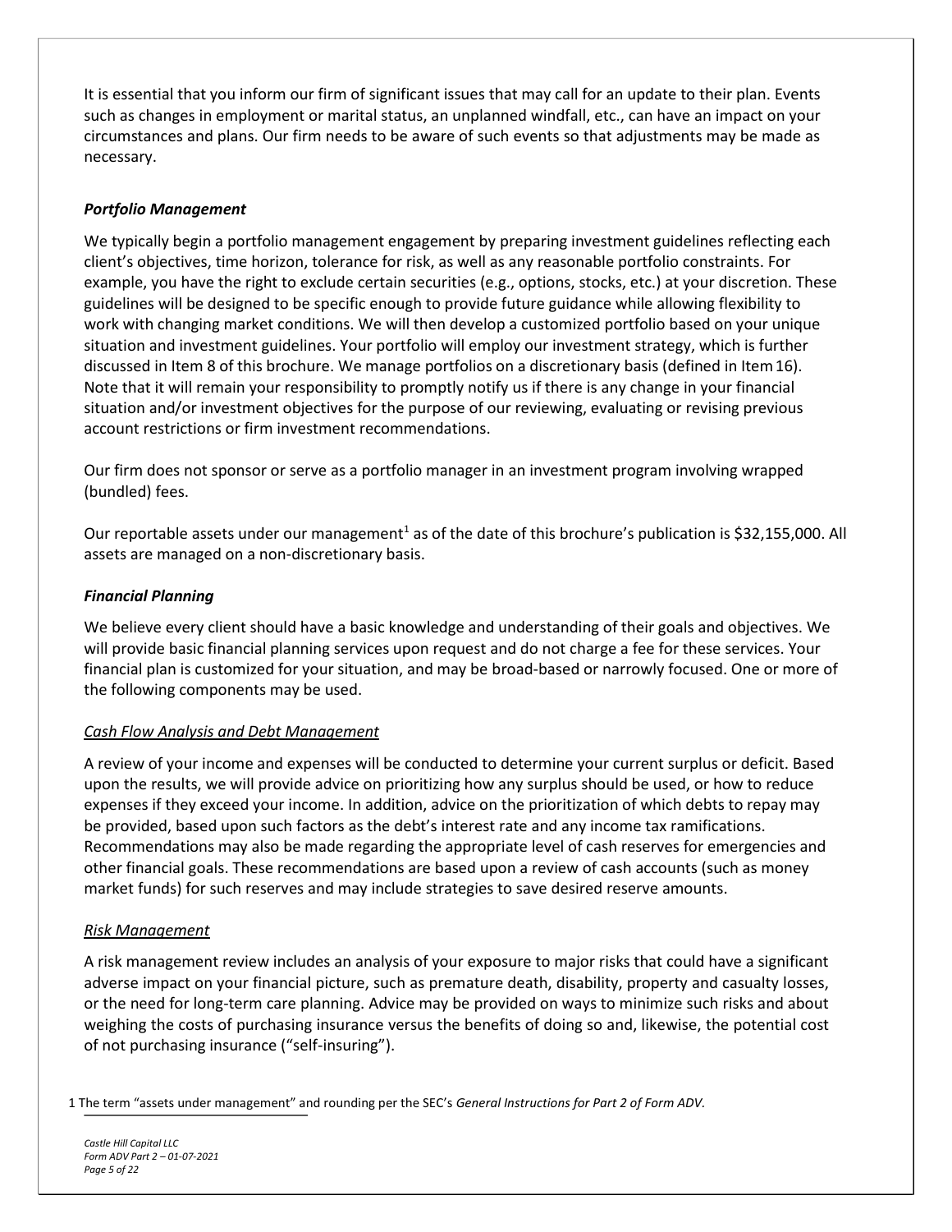It is essential that you inform our firm of significant issues that may call for an update to their plan. Events such as changes in employment or marital status, an unplanned windfall, etc., can have an impact on your circumstances and plans. Our firm needs to be aware of such events so that adjustments may be made as necessary.

### *Portfolio Management*

We typically begin a portfolio management engagement by preparing investment guidelines reflecting each client's objectives, time horizon, tolerance for risk, as well as any reasonable portfolio constraints. For example, you have the right to exclude certain securities (e.g., options, stocks, etc.) at your discretion. These guidelines will be designed to be specific enough to provide future guidance while allowing flexibility to work with changing market conditions. We will then develop a customized portfolio based on your unique situation and investment guidelines. Your portfolio will employ our investment strategy, which is further discussed in Item 8 of this brochure. We manage portfolios on a discretionary basis (defined in Item 16). Note that it will remain your responsibility to promptly notify us if there is any change in your financial situation and/or investment objectives for the purpose of our reviewing, evaluating or revising previous account restrictions or firm investment recommendations.

Our firm does not sponsor or serve as a portfolio manager in an investment program involving wrapped (bundled) fees.

Our reportable assets under our management[1] as of the date of this brochure's publication is $32,155,000. All assets are managed on a non-discretionary basis.

### *Financial Planning*

We believe every client should have a basic knowledge and understanding of their goals and objectives. We will provide basic financial planning services upon request and do not charge a fee for these services. Your financial plan is customized for your situation, and may be broad-based or narrowly focused. One or more of the following components may be used.

#### Cash Flow Analysis and Debt Management

A review of your income and expenses will be conducted to determine your current surplus or deficit. Based upon the results, we will provide advice on prioritizing how any surplus should be used, or how to reduce expenses if they exceed your income. In addition, advice on the prioritization of which debts to repay may be provided, based upon such factors as the debt's interest rate and any income tax ramifications. Recommendations may also be made regarding the appropriate level of cash reserves for emergencies and other financial goals. These recommendations are based upon a review of cash accounts (such as money market funds) for such reserves and may include strategies to save desired reserve amounts.

#### Risk Management

A risk management review includes an analysis of your exposure to major risks that could have a significant adverse impact on your financial picture, such as premature death, disability, property and casualty losses, or the need for long-term care planning. Advice may be provided on ways to minimize such risks and about weighing the costs of purchasing insurance versus the benefits of doing so and, likewise, the potential cost of not purchasing insurance ("self-insuring").

[1] The term "assets under management" and rounding per the SEC's *General Instructions for Part 2 of Form ADV*.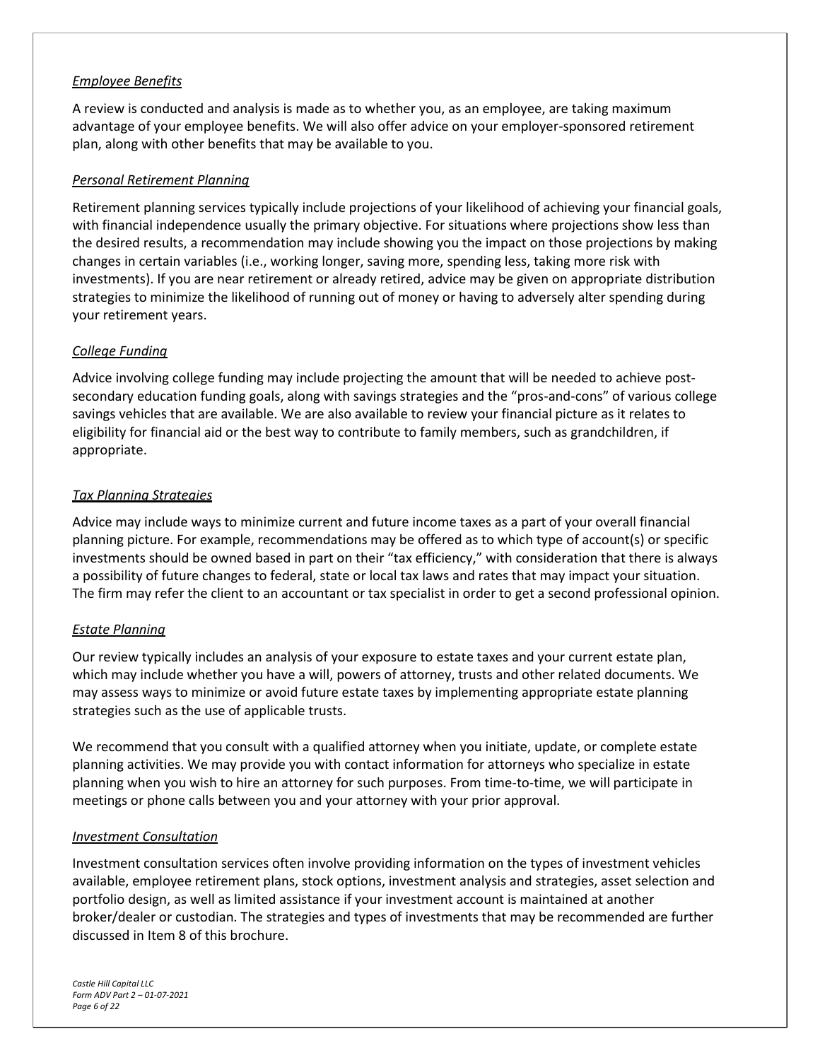*Employee Benefits*

A review is conducted and analysis is made as to whether you, as an employee, are taking maximum advantage of your employee benefits. We will also offer advice on your employer-sponsored retirement plan, along with other benefits that may be available to you.

*Personal Retirement Planning*

Retirement planning services typically include projections of your likelihood of achieving your financial goals, with financial independence usually the primary objective. For situations where projections show less than the desired results, a recommendation may include showing you the impact on those projections by making changes in certain variables (i.e., working longer, saving more, spending less, taking more risk with investments). If you are near retirement or already retired, advice may be given on appropriate distribution strategies to minimize the likelihood of running out of money or having to adversely alter spending during your retirement years.

*College Funding*

Advice involving college funding may include projecting the amount that will be needed to achieve post-secondary education funding goals, along with savings strategies and the "pros-and-cons" of various college savings vehicles that are available. We are also available to review your financial picture as it relates to eligibility for financial aid or the best way to contribute to family members, such as grandchildren, if appropriate.

*Tax Planning Strategies*

Advice may include ways to minimize current and future income taxes as a part of your overall financial planning picture. For example, recommendations may be offered as to which type of account(s) or specific investments should be owned based in part on their "tax efficiency," with consideration that there is always a possibility of future changes to federal, state or local tax laws and rates that may impact your situation. The firm may refer the client to an accountant or tax specialist in order to get a second professional opinion.

*Estate Planning*

Our review typically includes an analysis of your exposure to estate taxes and your current estate plan, which may include whether you have a will, powers of attorney, trusts and other related documents. We may assess ways to minimize or avoid future estate taxes by implementing appropriate estate planning strategies such as the use of applicable trusts.

We recommend that you consult with a qualified attorney when you initiate, update, or complete estate planning activities. We may provide you with contact information for attorneys who specialize in estate planning when you wish to hire an attorney for such purposes. From time-to-time, we will participate in meetings or phone calls between you and your attorney with your prior approval.

*Investment Consultation*

Investment consultation services often involve providing information on the types of investment vehicles available, employee retirement plans, stock options, investment analysis and strategies, asset selection and portfolio design, as well as limited assistance if your investment account is maintained at another broker/dealer or custodian. The strategies and types of investments that may be recommended are further discussed in Item 8 of this brochure.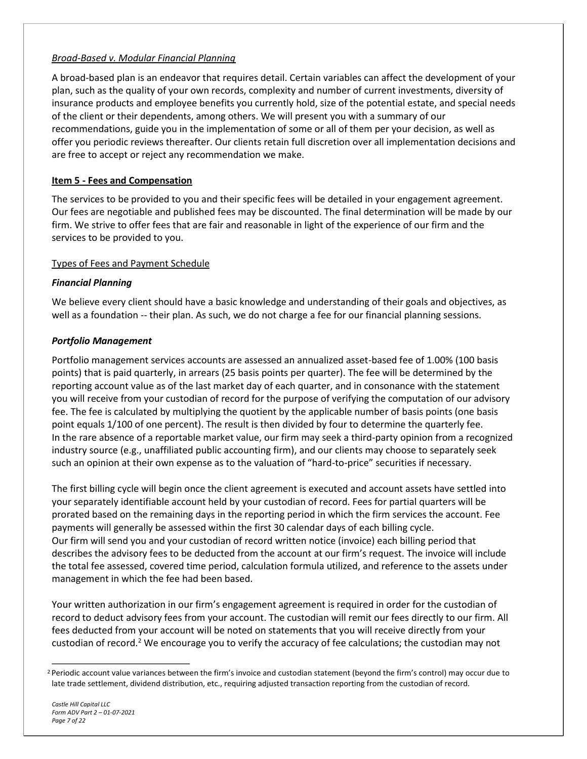*Broad-Based v. Modular Financial Planning*

A broad-based plan is an endeavor that requires detail. Certain variables can affect the development of your plan, such as the quality of your own records, complexity and number of current investments, diversity of insurance products and employee benefits you currently hold, size of the potential estate, and special needs of the client or their dependents, among others. We will present you with a summary of our recommendations, guide you in the implementation of some or all of them per your decision, as well as offer you periodic reviews thereafter. Our clients retain full discretion over all implementation decisions and are free to accept or reject any recommendation we make.

## Item 5 - Fees and Compensation

The services to be provided to you and their specific fees will be detailed in your engagement agreement. Our fees are negotiable and published fees may be discounted. The final determination will be made by our firm. We strive to offer fees that are fair and reasonable in light of the experience of our firm and the services to be provided to you.

Types of Fees and Payment Schedule

### *Financial Planning*

We believe every client should have a basic knowledge and understanding of their goals and objectives, as well as a foundation -- their plan. As such, we do not charge a fee for our financial planning sessions.

### *Portfolio Management*

Portfolio management services accounts are assessed an annualized asset-based fee of 1.00% (100 basis points) that is paid quarterly, in arrears (25 basis points per quarter). The fee will be determined by the reporting account value as of the last market day of each quarter, and in consonance with the statement you will receive from your custodian of record for the purpose of verifying the computation of our advisory fee. The fee is calculated by multiplying the quotient by the applicable number of basis points (one basis point equals 1/100 of one percent). The result is then divided by four to determine the quarterly fee. In the rare absence of a reportable market value, our firm may seek a third-party opinion from a recognized industry source (e.g., unaffiliated public accounting firm), and our clients may choose to separately seek such an opinion at their own expense as to the valuation of "hard-to-price" securities if necessary.

The first billing cycle will begin once the client agreement is executed and account assets have settled into your separately identifiable account held by your custodian of record. Fees for partial quarters will be prorated based on the remaining days in the reporting period in which the firm services the account. Fee payments will generally be assessed within the first 30 calendar days of each billing cycle. Our firm will send you and your custodian of record written notice (invoice) each billing period that describes the advisory fees to be deducted from the account at our firm's request. The invoice will include the total fee assessed, covered time period, calculation formula utilized, and reference to the assets under management in which the fee had been based.

Your written authorization in our firm's engagement agreement is required in order for the custodian of record to deduct advisory fees from your account. The custodian will remit our fees directly to our firm. All fees deducted from your account will be noted on statements that you will receive directly from your custodian of record.[2] We encourage you to verify the accuracy of fee calculations; the custodian may not

[2] Periodic account value variances between the firm's invoice and custodian statement (beyond the firm's control) may occur due to late trade settlement, dividend distribution, etc., requiring adjusted transaction reporting from the custodian of record.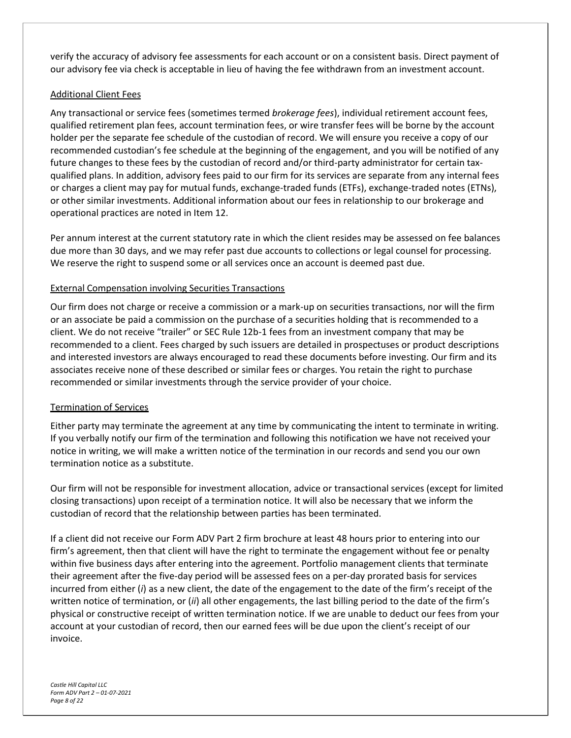verify the accuracy of advisory fee assessments for each account or on a consistent basis. Direct payment of our advisory fee via check is acceptable in lieu of having the fee withdrawn from an investment account.

### Additional Client Fees

Any transactional or service fees (sometimes termed *brokerage fees*), individual retirement account fees, qualified retirement plan fees, account termination fees, or wire transfer fees will be borne by the account holder per the separate fee schedule of the custodian of record. We will ensure you receive a copy of our recommended custodian's fee schedule at the beginning of the engagement, and you will be notified of any future changes to these fees by the custodian of record and/or third-party administrator for certain tax-qualified plans. In addition, advisory fees paid to our firm for its services are separate from any internal fees or charges a client may pay for mutual funds, exchange-traded funds (ETFs), exchange-traded notes (ETNs), or other similar investments. Additional information about our fees in relationship to our brokerage and operational practices are noted in Item 12.

Per annum interest at the current statutory rate in which the client resides may be assessed on fee balances due more than 30 days, and we may refer past due accounts to collections or legal counsel for processing. We reserve the right to suspend some or all services once an account is deemed past due.

### External Compensation involving Securities Transactions

Our firm does not charge or receive a commission or a mark-up on securities transactions, nor will the firm or an associate be paid a commission on the purchase of a securities holding that is recommended to a client. We do not receive "trailer" or SEC Rule 12b-1 fees from an investment company that may be recommended to a client. Fees charged by such issuers are detailed in prospectuses or product descriptions and interested investors are always encouraged to read these documents before investing. Our firm and its associates receive none of these described or similar fees or charges. You retain the right to purchase recommended or similar investments through the service provider of your choice.

### Termination of Services

Either party may terminate the agreement at any time by communicating the intent to terminate in writing. If you verbally notify our firm of the termination and following this notification we have not received your notice in writing, we will make a written notice of the termination in our records and send you our own termination notice as a substitute.

Our firm will not be responsible for investment allocation, advice or transactional services (except for limited closing transactions) upon receipt of a termination notice. It will also be necessary that we inform the custodian of record that the relationship between parties has been terminated.

If a client did not receive our Form ADV Part 2 firm brochure at least 48 hours prior to entering into our firm's agreement, then that client will have the right to terminate the engagement without fee or penalty within five business days after entering into the agreement. Portfolio management clients that terminate their agreement after the five-day period will be assessed fees on a per-day prorated basis for services incurred from either (*i*) as a new client, the date of the engagement to the date of the firm's receipt of the written notice of termination, or (*ii*) all other engagements, the last billing period to the date of the firm's physical or constructive receipt of written termination notice. If we are unable to deduct our fees from your account at your custodian of record, then our earned fees will be due upon the client's receipt of our invoice.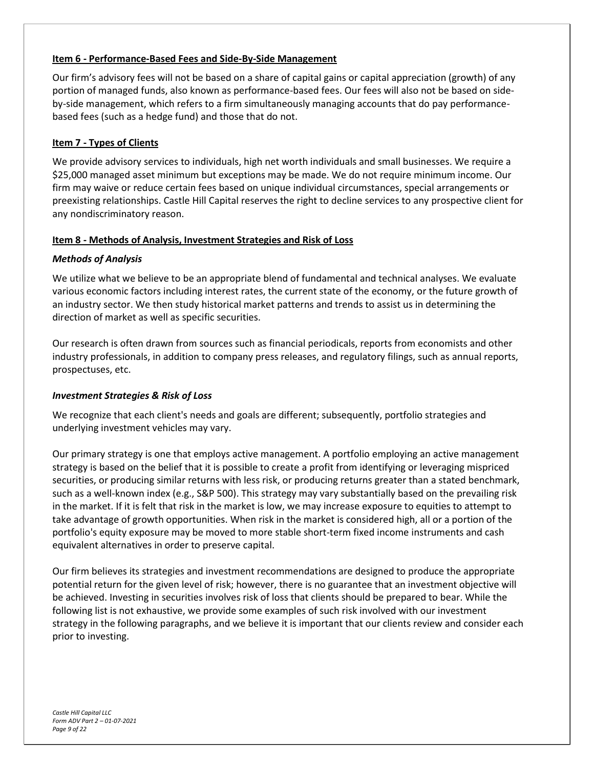## Item 6 - Performance-Based Fees and Side-By-Side Management

Our firm's advisory fees will not be based on a share of capital gains or capital appreciation (growth) of any portion of managed funds, also known as performance-based fees. Our fees will also not be based on side-by-side management, which refers to a firm simultaneously managing accounts that do pay performance-based fees (such as a hedge fund) and those that do not.

## Item 7 - Types of Clients

We provide advisory services to individuals, high net worth individuals and small businesses. We require a $25,000 managed asset minimum but exceptions may be made. We do not require minimum income. Our firm may waive or reduce certain fees based on unique individual circumstances, special arrangements or preexisting relationships. Castle Hill Capital reserves the right to decline services to any prospective client for any nondiscriminatory reason.

## Item 8 - Methods of Analysis, Investment Strategies and Risk of Loss

### *Methods of Analysis*

We utilize what we believe to be an appropriate blend of fundamental and technical analyses. We evaluate various economic factors including interest rates, the current state of the economy, or the future growth of an industry sector. We then study historical market patterns and trends to assist us in determining the direction of market as well as specific securities.

Our research is often drawn from sources such as financial periodicals, reports from economists and other industry professionals, in addition to company press releases, and regulatory filings, such as annual reports, prospectuses, etc.

### *Investment Strategies & Risk of Loss*

We recognize that each client's needs and goals are different; subsequently, portfolio strategies and underlying investment vehicles may vary.

Our primary strategy is one that employs active management. A portfolio employing an active management strategy is based on the belief that it is possible to create a profit from identifying or leveraging mispriced securities, or producing similar returns with less risk, or producing returns greater than a stated benchmark, such as a well-known index (e.g., S&P 500). This strategy may vary substantially based on the prevailing risk in the market. If it is felt that risk in the market is low, we may increase exposure to equities to attempt to take advantage of growth opportunities. When risk in the market is considered high, all or a portion of the portfolio's equity exposure may be moved to more stable short-term fixed income instruments and cash equivalent alternatives in order to preserve capital.

Our firm believes its strategies and investment recommendations are designed to produce the appropriate potential return for the given level of risk; however, there is no guarantee that an investment objective will be achieved. Investing in securities involves risk of loss that clients should be prepared to bear. While the following list is not exhaustive, we provide some examples of such risk involved with our investment strategy in the following paragraphs, and we believe it is important that our clients review and consider each prior to investing.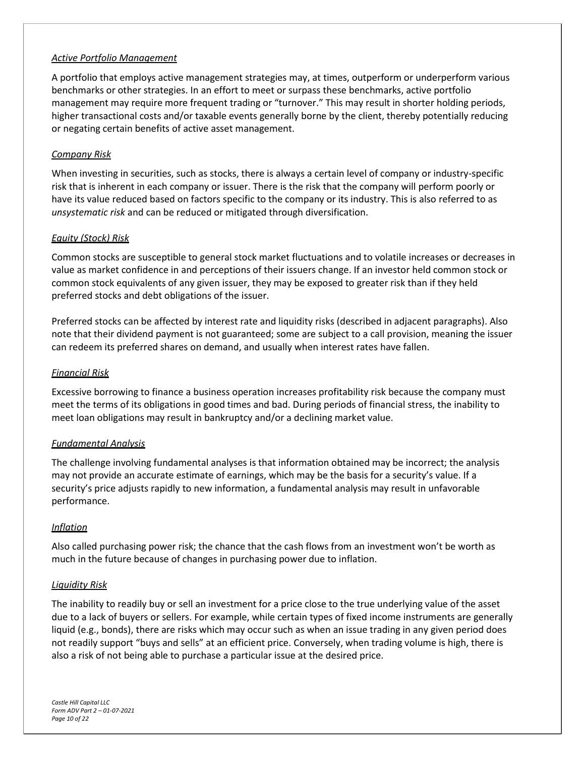*Active Portfolio Management*

A portfolio that employs active management strategies may, at times, outperform or underperform various benchmarks or other strategies. In an effort to meet or surpass these benchmarks, active portfolio management may require more frequent trading or "turnover." This may result in shorter holding periods, higher transactional costs and/or taxable events generally borne by the client, thereby potentially reducing or negating certain benefits of active asset management.

*Company Risk*

When investing in securities, such as stocks, there is always a certain level of company or industry-specific risk that is inherent in each company or issuer. There is the risk that the company will perform poorly or have its value reduced based on factors specific to the company or its industry. This is also referred to as *unsystematic risk* and can be reduced or mitigated through diversification.

*Equity (Stock) Risk*

Common stocks are susceptible to general stock market fluctuations and to volatile increases or decreases in value as market confidence in and perceptions of their issuers change. If an investor held common stock or common stock equivalents of any given issuer, they may be exposed to greater risk than if they held preferred stocks and debt obligations of the issuer.

Preferred stocks can be affected by interest rate and liquidity risks (described in adjacent paragraphs). Also note that their dividend payment is not guaranteed; some are subject to a call provision, meaning the issuer can redeem its preferred shares on demand, and usually when interest rates have fallen.

*Financial Risk*

Excessive borrowing to finance a business operation increases profitability risk because the company must meet the terms of its obligations in good times and bad. During periods of financial stress, the inability to meet loan obligations may result in bankruptcy and/or a declining market value.

*Fundamental Analysis*

The challenge involving fundamental analyses is that information obtained may be incorrect; the analysis may not provide an accurate estimate of earnings, which may be the basis for a security's value. If a security's price adjusts rapidly to new information, a fundamental analysis may result in unfavorable performance.

*Inflation*

Also called purchasing power risk; the chance that the cash flows from an investment won't be worth as much in the future because of changes in purchasing power due to inflation.

*Liquidity Risk*

The inability to readily buy or sell an investment for a price close to the true underlying value of the asset due to a lack of buyers or sellers. For example, while certain types of fixed income instruments are generally liquid (e.g., bonds), there are risks which may occur such as when an issue trading in any given period does not readily support "buys and sells" at an efficient price. Conversely, when trading volume is high, there is also a risk of not being able to purchase a particular issue at the desired price.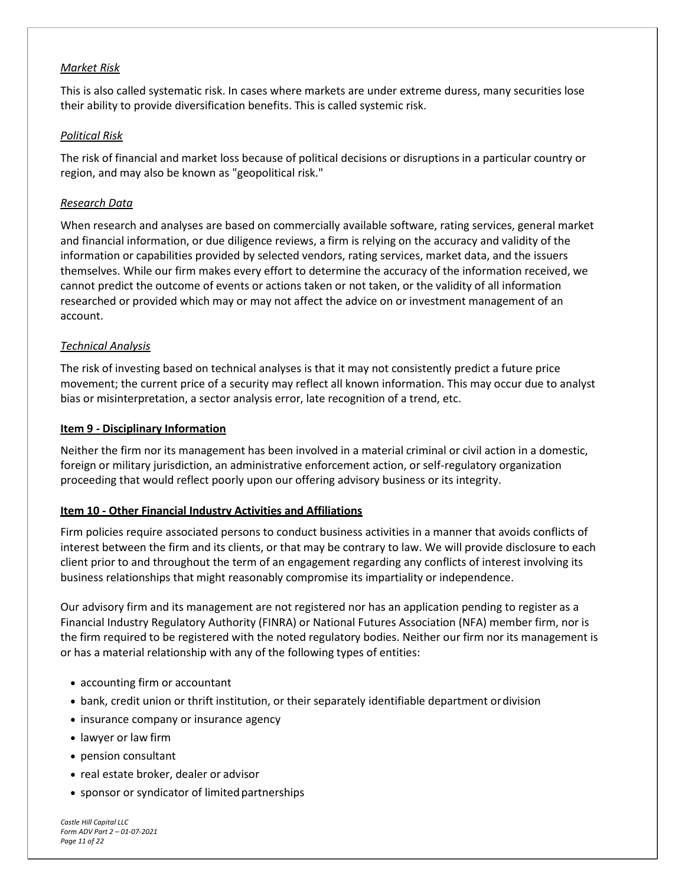*Market Risk*

This is also called systematic risk. In cases where markets are under extreme duress, many securities lose their ability to provide diversification benefits. This is called systemic risk.

*Political Risk*

The risk of financial and market loss because of political decisions or disruptions in a particular country or region, and may also be known as "geopolitical risk."

*Research Data*

When research and analyses are based on commercially available software, rating services, general market and financial information, or due diligence reviews, a firm is relying on the accuracy and validity of the information or capabilities provided by selected vendors, rating services, market data, and the issuers themselves. While our firm makes every effort to determine the accuracy of the information received, we cannot predict the outcome of events or actions taken or not taken, or the validity of all information researched or provided which may or may not affect the advice on or investment management of an account.

*Technical Analysis*

The risk of investing based on technical analyses is that it may not consistently predict a future price movement; the current price of a security may reflect all known information. This may occur due to analyst bias or misinterpretation, a sector analysis error, late recognition of a trend, etc.

## Item 9 - Disciplinary Information

Neither the firm nor its management has been involved in a material criminal or civil action in a domestic, foreign or military jurisdiction, an administrative enforcement action, or self-regulatory organization proceeding that would reflect poorly upon our offering advisory business or its integrity.

## Item 10 - Other Financial Industry Activities and Affiliations

Firm policies require associated persons to conduct business activities in a manner that avoids conflicts of interest between the firm and its clients, or that may be contrary to law. We will provide disclosure to each client prior to and throughout the term of an engagement regarding any conflicts of interest involving its business relationships that might reasonably compromise its impartiality or independence.

Our advisory firm and its management are not registered nor has an application pending to register as a Financial Industry Regulatory Authority (FINRA) or National Futures Association (NFA) member firm, nor is the firm required to be registered with the noted regulatory bodies. Neither our firm nor its management is or has a material relationship with any of the following types of entities:

- accounting firm or accountant
- bank, credit union or thrift institution, or their separately identifiable department or division
- insurance company or insurance agency
- lawyer or law firm
- pension consultant
- real estate broker, dealer or advisor
- sponsor or syndicator of limited partnerships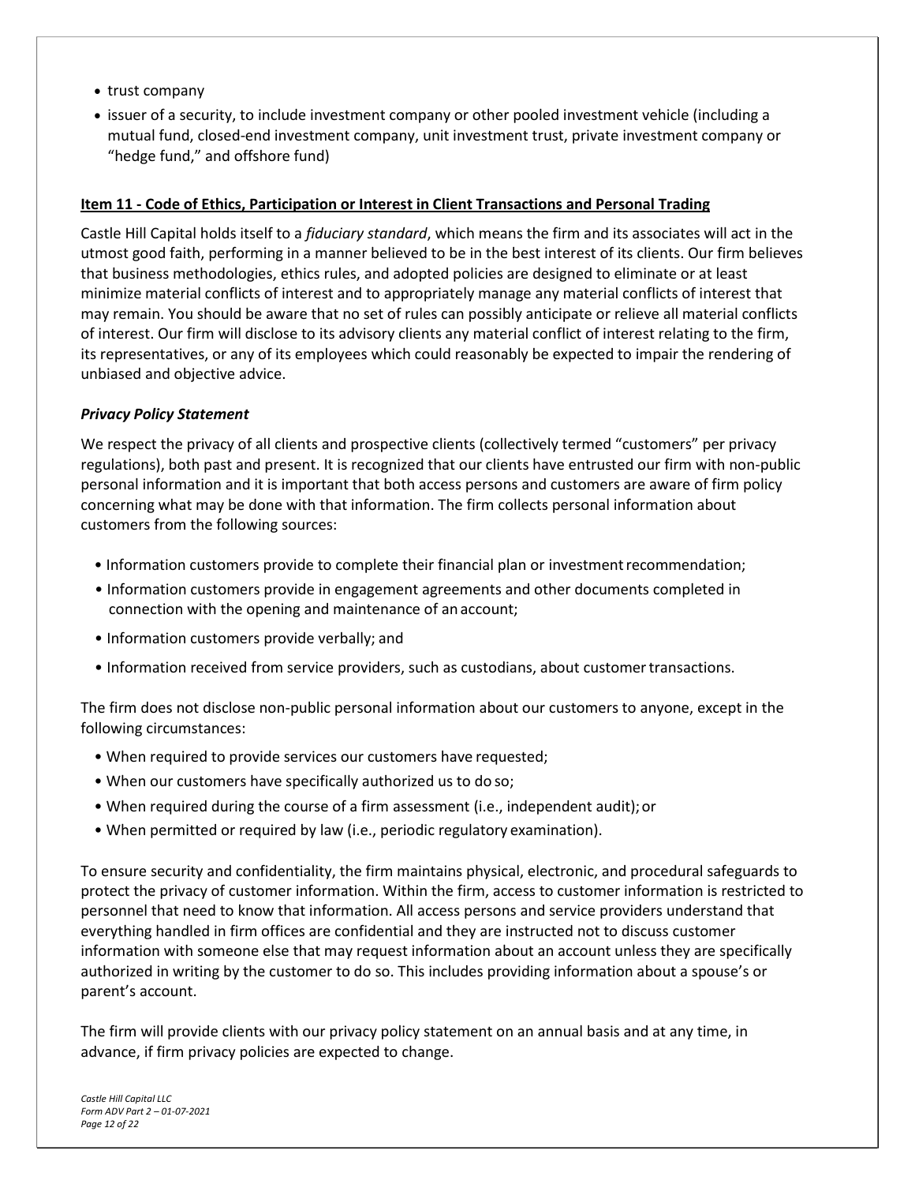- trust company
- issuer of a security, to include investment company or other pooled investment vehicle (including a mutual fund, closed-end investment company, unit investment trust, private investment company or "hedge fund," and offshore fund)

## Item 11 - Code of Ethics, Participation or Interest in Client Transactions and Personal Trading

Castle Hill Capital holds itself to a *fiduciary standard*, which means the firm and its associates will act in the utmost good faith, performing in a manner believed to be in the best interest of its clients. Our firm believes that business methodologies, ethics rules, and adopted policies are designed to eliminate or at least minimize material conflicts of interest and to appropriately manage any material conflicts of interest that may remain. You should be aware that no set of rules can possibly anticipate or relieve all material conflicts of interest. Our firm will disclose to its advisory clients any material conflict of interest relating to the firm, its representatives, or any of its employees which could reasonably be expected to impair the rendering of unbiased and objective advice.

### *Privacy Policy Statement*

We respect the privacy of all clients and prospective clients (collectively termed "customers" per privacy regulations), both past and present. It is recognized that our clients have entrusted our firm with non-public personal information and it is important that both access persons and customers are aware of firm policy concerning what may be done with that information. The firm collects personal information about customers from the following sources:

- Information customers provide to complete their financial plan or investment recommendation;
- Information customers provide in engagement agreements and other documents completed in connection with the opening and maintenance of an account;
- Information customers provide verbally; and
- Information received from service providers, such as custodians, about customer transactions.

The firm does not disclose non-public personal information about our customers to anyone, except in the following circumstances:

- When required to provide services our customers have requested;
- When our customers have specifically authorized us to do so;
- When required during the course of a firm assessment (i.e., independent audit); or
- When permitted or required by law (i.e., periodic regulatory examination).

To ensure security and confidentiality, the firm maintains physical, electronic, and procedural safeguards to protect the privacy of customer information. Within the firm, access to customer information is restricted to personnel that need to know that information. All access persons and service providers understand that everything handled in firm offices are confidential and they are instructed not to discuss customer information with someone else that may request information about an account unless they are specifically authorized in writing by the customer to do so. This includes providing information about a spouse's or parent's account.

The firm will provide clients with our privacy policy statement on an annual basis and at any time, in advance, if firm privacy policies are expected to change.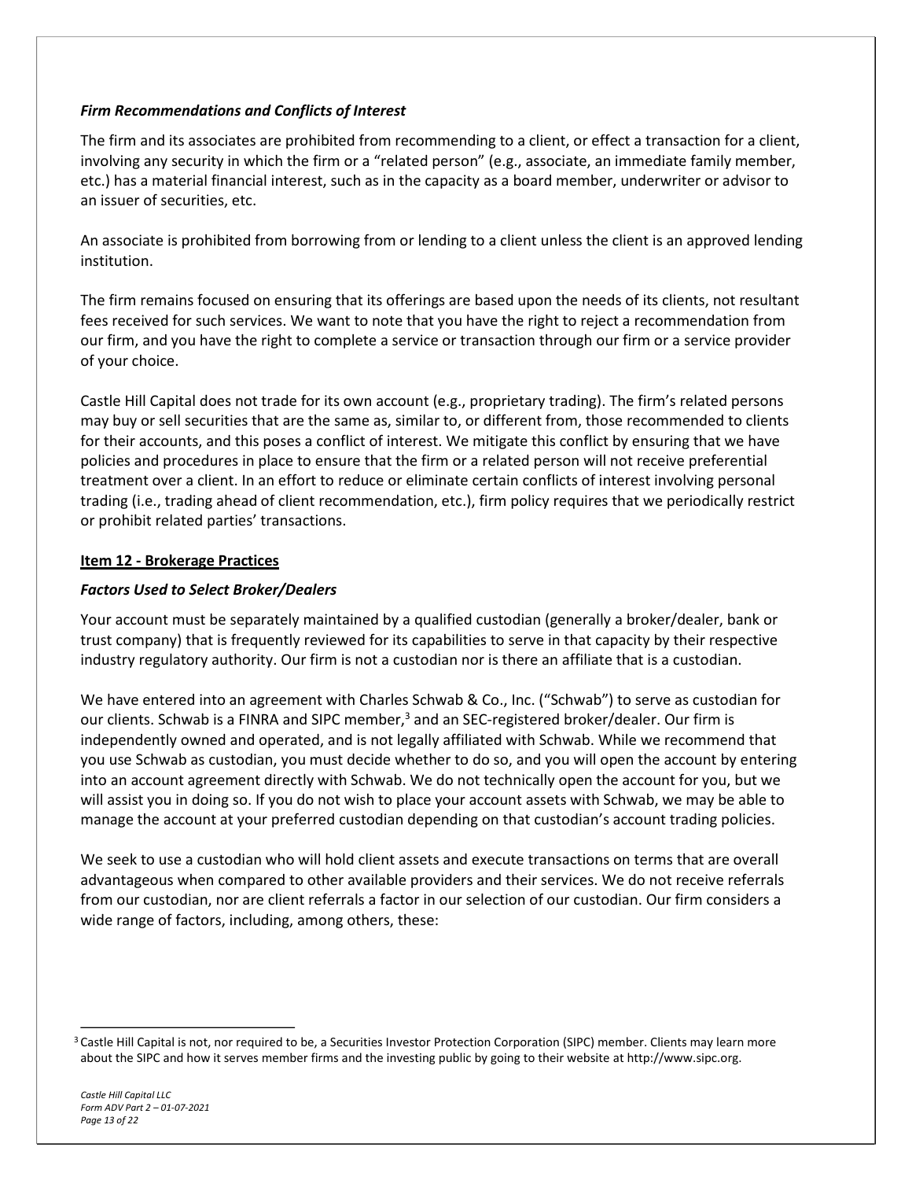### *Firm Recommendations and Conflicts of Interest*

The firm and its associates are prohibited from recommending to a client, or effect a transaction for a client, involving any security in which the firm or a "related person" (e.g., associate, an immediate family member, etc.) has a material financial interest, such as in the capacity as a board member, underwriter or advisor to an issuer of securities, etc.

An associate is prohibited from borrowing from or lending to a client unless the client is an approved lending institution.

The firm remains focused on ensuring that its offerings are based upon the needs of its clients, not resultant fees received for such services. We want to note that you have the right to reject a recommendation from our firm, and you have the right to complete a service or transaction through our firm or a service provider of your choice.

Castle Hill Capital does not trade for its own account (e.g., proprietary trading). The firm's related persons may buy or sell securities that are the same as, similar to, or different from, those recommended to clients for their accounts, and this poses a conflict of interest. We mitigate this conflict by ensuring that we have policies and procedures in place to ensure that the firm or a related person will not receive preferential treatment over a client. In an effort to reduce or eliminate certain conflicts of interest involving personal trading (i.e., trading ahead of client recommendation, etc.), firm policy requires that we periodically restrict or prohibit related parties' transactions.

## Item 12 - Brokerage Practices

### *Factors Used to Select Broker/Dealers*

Your account must be separately maintained by a qualified custodian (generally a broker/dealer, bank or trust company) that is frequently reviewed for its capabilities to serve in that capacity by their respective industry regulatory authority. Our firm is not a custodian nor is there an affiliate that is a custodian.

We have entered into an agreement with Charles Schwab & Co., Inc. ("Schwab") to serve as custodian for our clients. Schwab is a FINRA and SIPC member,[3] and an SEC-registered broker/dealer. Our firm is independently owned and operated, and is not legally affiliated with Schwab. While we recommend that you use Schwab as custodian, you must decide whether to do so, and you will open the account by entering into an account agreement directly with Schwab. We do not technically open the account for you, but we will assist you in doing so. If you do not wish to place your account assets with Schwab, we may be able to manage the account at your preferred custodian depending on that custodian's account trading policies.

We seek to use a custodian who will hold client assets and execute transactions on terms that are overall advantageous when compared to other available providers and their services. We do not receive referrals from our custodian, nor are client referrals a factor in our selection of our custodian. Our firm considers a wide range of factors, including, among others, these:

[3] Castle Hill Capital is not, nor required to be, a Securities Investor Protection Corporation (SIPC) member. Clients may learn more about the SIPC and how it serves member firms and the investing public by going to their website at http://www.sipc.org.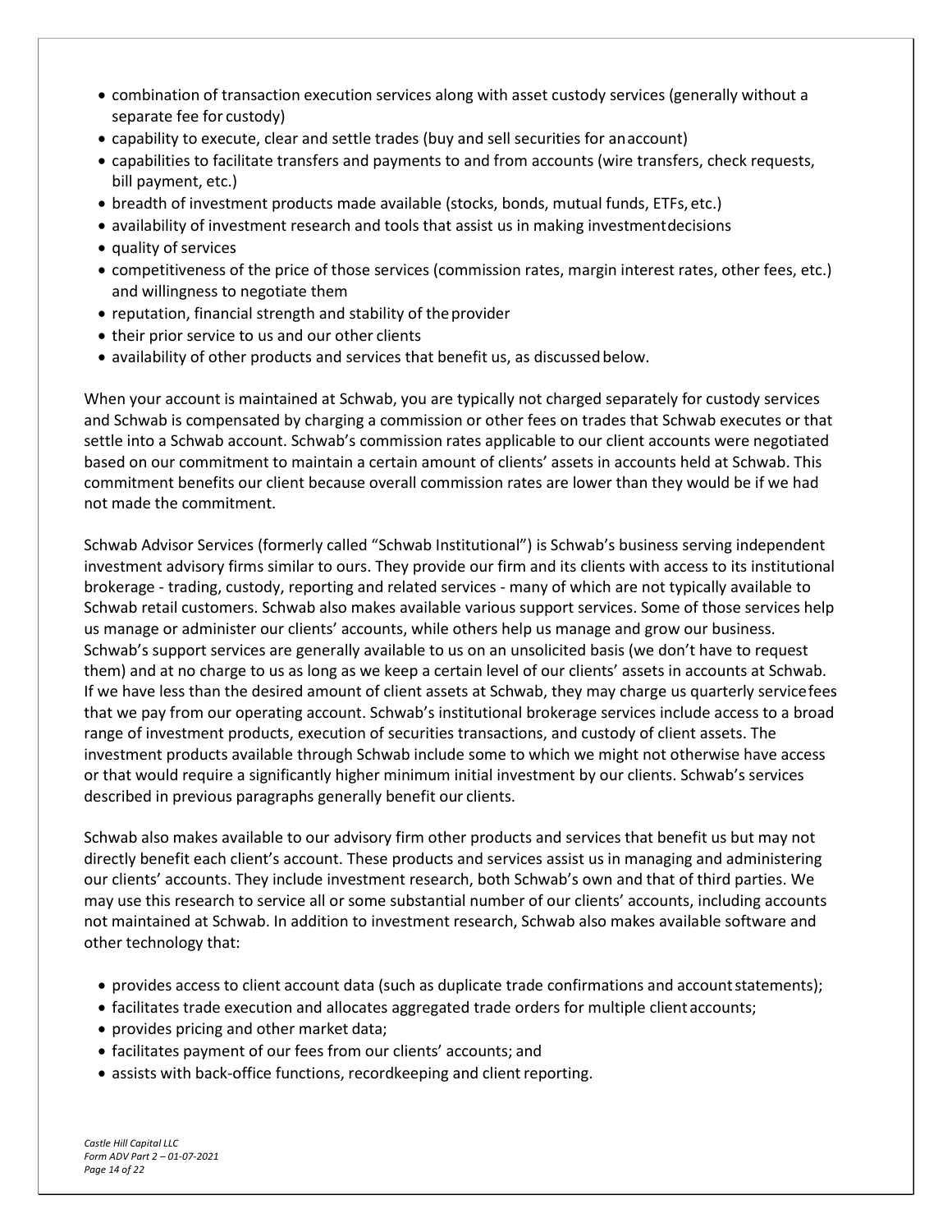- combination of transaction execution services along with asset custody services (generally without a separate fee for custody)
- capability to execute, clear and settle trades (buy and sell securities for an account)
- capabilities to facilitate transfers and payments to and from accounts (wire transfers, check requests, bill payment, etc.)
- breadth of investment products made available (stocks, bonds, mutual funds, ETFs, etc.)
- availability of investment research and tools that assist us in making investment decisions
- quality of services
- competitiveness of the price of those services (commission rates, margin interest rates, other fees, etc.) and willingness to negotiate them
- reputation, financial strength and stability of the provider
- their prior service to us and our other clients
- availability of other products and services that benefit us, as discussed below.

When your account is maintained at Schwab, you are typically not charged separately for custody services and Schwab is compensated by charging a commission or other fees on trades that Schwab executes or that settle into a Schwab account. Schwab's commission rates applicable to our client accounts were negotiated based on our commitment to maintain a certain amount of clients' assets in accounts held at Schwab. This commitment benefits our client because overall commission rates are lower than they would be if we had not made the commitment.

Schwab Advisor Services (formerly called "Schwab Institutional") is Schwab's business serving independent investment advisory firms similar to ours. They provide our firm and its clients with access to its institutional brokerage - trading, custody, reporting and related services - many of which are not typically available to Schwab retail customers. Schwab also makes available various support services. Some of those services help us manage or administer our clients' accounts, while others help us manage and grow our business. Schwab's support services are generally available to us on an unsolicited basis (we don't have to request them) and at no charge to us as long as we keep a certain level of our clients' assets in accounts at Schwab. If we have less than the desired amount of client assets at Schwab, they may charge us quarterly service fees that we pay from our operating account. Schwab's institutional brokerage services include access to a broad range of investment products, execution of securities transactions, and custody of client assets. The investment products available through Schwab include some to which we might not otherwise have access or that would require a significantly higher minimum initial investment by our clients. Schwab's services described in previous paragraphs generally benefit our clients.

Schwab also makes available to our advisory firm other products and services that benefit us but may not directly benefit each client's account. These products and services assist us in managing and administering our clients' accounts. They include investment research, both Schwab's own and that of third parties. We may use this research to service all or some substantial number of our clients' accounts, including accounts not maintained at Schwab. In addition to investment research, Schwab also makes available software and other technology that:

- provides access to client account data (such as duplicate trade confirmations and account statements);
- facilitates trade execution and allocates aggregated trade orders for multiple client accounts;
- provides pricing and other market data;
- facilitates payment of our fees from our clients' accounts; and
- assists with back-office functions, recordkeeping and client reporting.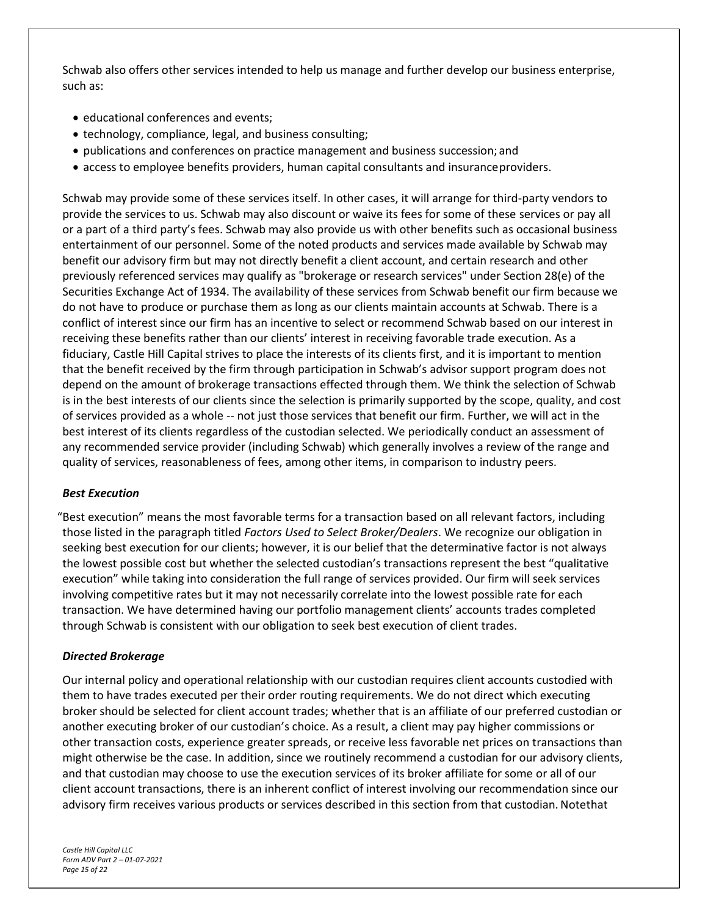Schwab also offers other services intended to help us manage and further develop our business enterprise, such as:

- educational conferences and events;
- technology, compliance, legal, and business consulting;
- publications and conferences on practice management and business succession; and
- access to employee benefits providers, human capital consultants and insurance providers.

Schwab may provide some of these services itself. In other cases, it will arrange for third-party vendors to provide the services to us. Schwab may also discount or waive its fees for some of these services or pay all or a part of a third party's fees. Schwab may also provide us with other benefits such as occasional business entertainment of our personnel. Some of the noted products and services made available by Schwab may benefit our advisory firm but may not directly benefit a client account, and certain research and other previously referenced services may qualify as "brokerage or research services" under Section 28(e) of the Securities Exchange Act of 1934. The availability of these services from Schwab benefit our firm because we do not have to produce or purchase them as long as our clients maintain accounts at Schwab. There is a conflict of interest since our firm has an incentive to select or recommend Schwab based on our interest in receiving these benefits rather than our clients' interest in receiving favorable trade execution. As a fiduciary, Castle Hill Capital strives to place the interests of its clients first, and it is important to mention that the benefit received by the firm through participation in Schwab's advisor support program does not depend on the amount of brokerage transactions effected through them. We think the selection of Schwab is in the best interests of our clients since the selection is primarily supported by the scope, quality, and cost of services provided as a whole -- not just those services that benefit our firm. Further, we will act in the best interest of its clients regardless of the custodian selected. We periodically conduct an assessment of any recommended service provider (including Schwab) which generally involves a review of the range and quality of services, reasonableness of fees, among other items, in comparison to industry peers.

***Best Execution***

"Best execution" means the most favorable terms for a transaction based on all relevant factors, including those listed in the paragraph titled *Factors Used to Select Broker/Dealers*. We recognize our obligation in seeking best execution for our clients; however, it is our belief that the determinative factor is not always the lowest possible cost but whether the selected custodian's transactions represent the best "qualitative execution" while taking into consideration the full range of services provided. Our firm will seek services involving competitive rates but it may not necessarily correlate into the lowest possible rate for each transaction. We have determined having our portfolio management clients' accounts trades completed through Schwab is consistent with our obligation to seek best execution of client trades.

***Directed Brokerage***

Our internal policy and operational relationship with our custodian requires client accounts custodied with them to have trades executed per their order routing requirements. We do not direct which executing broker should be selected for client account trades; whether that is an affiliate of our preferred custodian or another executing broker of our custodian's choice. As a result, a client may pay higher commissions or other transaction costs, experience greater spreads, or receive less favorable net prices on transactions than might otherwise be the case. In addition, since we routinely recommend a custodian for our advisory clients, and that custodian may choose to use the execution services of its broker affiliate for some or all of our client account transactions, there is an inherent conflict of interest involving our recommendation since our advisory firm receives various products or services described in this section from that custodian. Notethat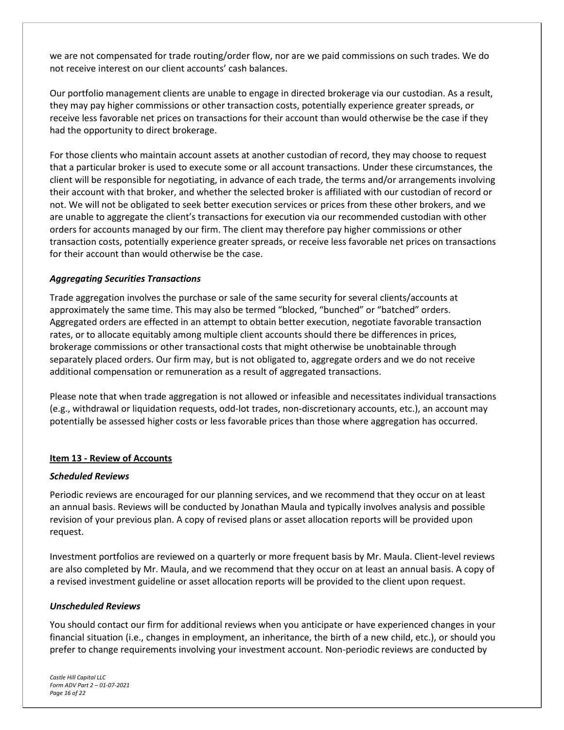we are not compensated for trade routing/order flow, nor are we paid commissions on such trades. We do not receive interest on our client accounts' cash balances.

Our portfolio management clients are unable to engage in directed brokerage via our custodian. As a result, they may pay higher commissions or other transaction costs, potentially experience greater spreads, or receive less favorable net prices on transactions for their account than would otherwise be the case if they had the opportunity to direct brokerage.

For those clients who maintain account assets at another custodian of record, they may choose to request that a particular broker is used to execute some or all account transactions. Under these circumstances, the client will be responsible for negotiating, in advance of each trade, the terms and/or arrangements involving their account with that broker, and whether the selected broker is affiliated with our custodian of record or not. We will not be obligated to seek better execution services or prices from these other brokers, and we are unable to aggregate the client's transactions for execution via our recommended custodian with other orders for accounts managed by our firm. The client may therefore pay higher commissions or other transaction costs, potentially experience greater spreads, or receive less favorable net prices on transactions for their account than would otherwise be the case.

### *Aggregating Securities Transactions*

Trade aggregation involves the purchase or sale of the same security for several clients/accounts at approximately the same time. This may also be termed "blocked, "bunched" or "batched" orders. Aggregated orders are effected in an attempt to obtain better execution, negotiate favorable transaction rates, or to allocate equitably among multiple client accounts should there be differences in prices, brokerage commissions or other transactional costs that might otherwise be unobtainable through separately placed orders. Our firm may, but is not obligated to, aggregate orders and we do not receive additional compensation or remuneration as a result of aggregated transactions.

Please note that when trade aggregation is not allowed or infeasible and necessitates individual transactions (e.g., withdrawal or liquidation requests, odd-lot trades, non-discretionary accounts, etc.), an account may potentially be assessed higher costs or less favorable prices than those where aggregation has occurred.

## **Item 13 - Review of Accounts**

### *Scheduled Reviews*

Periodic reviews are encouraged for our planning services, and we recommend that they occur on at least an annual basis. Reviews will be conducted by Jonathan Maula and typically involves analysis and possible revision of your previous plan. A copy of revised plans or asset allocation reports will be provided upon request.

Investment portfolios are reviewed on a quarterly or more frequent basis by Mr. Maula. Client-level reviews are also completed by Mr. Maula, and we recommend that they occur on at least an annual basis. A copy of a revised investment guideline or asset allocation reports will be provided to the client upon request.

### *Unscheduled Reviews*

You should contact our firm for additional reviews when you anticipate or have experienced changes in your financial situation (i.e., changes in employment, an inheritance, the birth of a new child, etc.), or should you prefer to change requirements involving your investment account. Non-periodic reviews are conducted by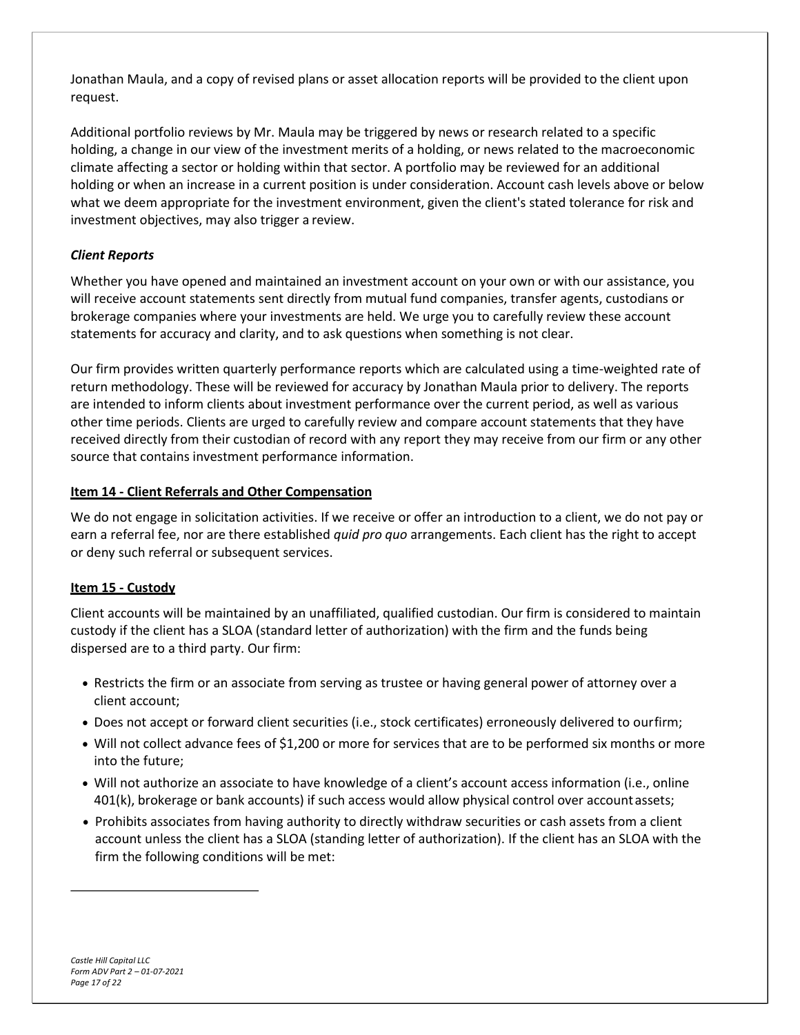Jonathan Maula, and a copy of revised plans or asset allocation reports will be provided to the client upon request.

Additional portfolio reviews by Mr. Maula may be triggered by news or research related to a specific holding, a change in our view of the investment merits of a holding, or news related to the macroeconomic climate affecting a sector or holding within that sector. A portfolio may be reviewed for an additional holding or when an increase in a current position is under consideration. Account cash levels above or below what we deem appropriate for the investment environment, given the client's stated tolerance for risk and investment objectives, may also trigger a review.

### *Client Reports*

Whether you have opened and maintained an investment account on your own or with our assistance, you will receive account statements sent directly from mutual fund companies, transfer agents, custodians or brokerage companies where your investments are held. We urge you to carefully review these account statements for accuracy and clarity, and to ask questions when something is not clear.

Our firm provides written quarterly performance reports which are calculated using a time-weighted rate of return methodology. These will be reviewed for accuracy by Jonathan Maula prior to delivery. The reports are intended to inform clients about investment performance over the current period, as well as various other time periods. Clients are urged to carefully review and compare account statements that they have received directly from their custodian of record with any report they may receive from our firm or any other source that contains investment performance information.

## Item 14 - Client Referrals and Other Compensation

We do not engage in solicitation activities. If we receive or offer an introduction to a client, we do not pay or earn a referral fee, nor are there established *quid pro quo* arrangements. Each client has the right to accept or deny such referral or subsequent services.

## Item 15 - Custody

Client accounts will be maintained by an unaffiliated, qualified custodian. Our firm is considered to maintain custody if the client has a SLOA (standard letter of authorization) with the firm and the funds being dispersed are to a third party. Our firm:

- Restricts the firm or an associate from serving as trustee or having general power of attorney over a client account;
- Does not accept or forward client securities (i.e., stock certificates) erroneously delivered to ourfirm;
- Will not collect advance fees of $1,200 or more for services that are to be performed six months or more into the future;
- Will not authorize an associate to have knowledge of a client's account access information (i.e., online 401(k), brokerage or bank accounts) if such access would allow physical control over account assets;
- Prohibits associates from having authority to directly withdraw securities or cash assets from a client account unless the client has a SLOA (standing letter of authorization). If the client has an SLOA with the firm the following conditions will be met: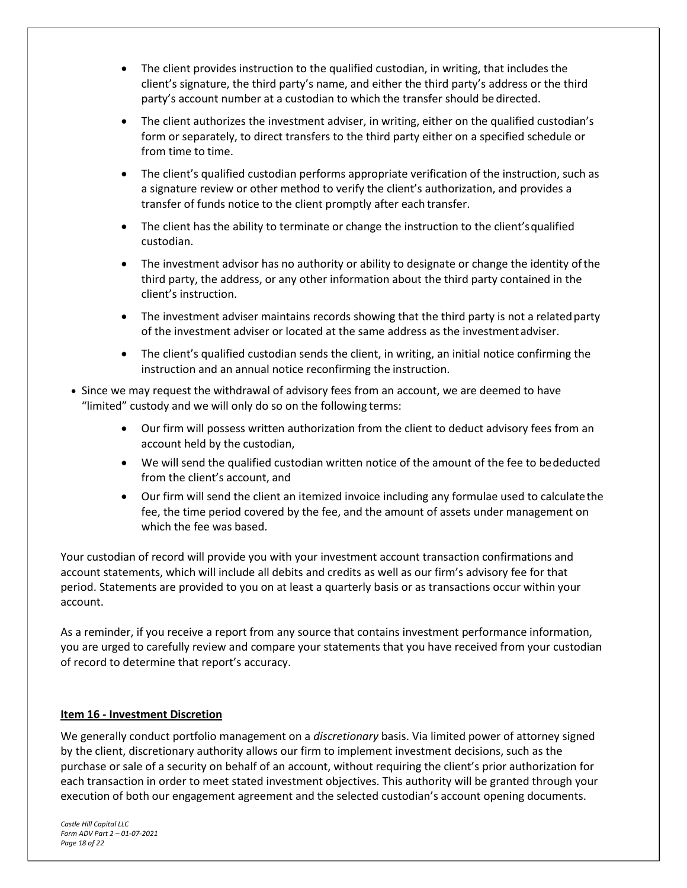- The client provides instruction to the qualified custodian, in writing, that includes the client's signature, the third party's name, and either the third party's address or the third party's account number at a custodian to which the transfer should be directed.
- The client authorizes the investment adviser, in writing, either on the qualified custodian's form or separately, to direct transfers to the third party either on a specified schedule or from time to time.
- The client's qualified custodian performs appropriate verification of the instruction, such as a signature review or other method to verify the client's authorization, and provides a transfer of funds notice to the client promptly after each transfer.
- The client has the ability to terminate or change the instruction to the client's qualified custodian.
- The investment advisor has no authority or ability to designate or change the identity of the third party, the address, or any other information about the third party contained in the client's instruction.
- The investment adviser maintains records showing that the third party is not a related party of the investment adviser or located at the same address as the investment adviser.
- The client's qualified custodian sends the client, in writing, an initial notice confirming the instruction and an annual notice reconfirming the instruction.

- Since we may request the withdrawal of advisory fees from an account, we are deemed to have "limited" custody and we will only do so on the following terms:
    - Our firm will possess written authorization from the client to deduct advisory fees from an account held by the custodian,
    - We will send the qualified custodian written notice of the amount of the fee to be deducted from the client's account, and
    - Our firm will send the client an itemized invoice including any formulae used to calculate the fee, the time period covered by the fee, and the amount of assets under management on which the fee was based.

Your custodian of record will provide you with your investment account transaction confirmations and account statements, which will include all debits and credits as well as our firm's advisory fee for that period. Statements are provided to you on at least a quarterly basis or as transactions occur within your account.

As a reminder, if you receive a report from any source that contains investment performance information, you are urged to carefully review and compare your statements that you have received from your custodian of record to determine that report's accuracy.

## Item 16 - Investment Discretion

We generally conduct portfolio management on a *discretionary* basis. Via limited power of attorney signed by the client, discretionary authority allows our firm to implement investment decisions, such as the purchase or sale of a security on behalf of an account, without requiring the client's prior authorization for each transaction in order to meet stated investment objectives. This authority will be granted through your execution of both our engagement agreement and the selected custodian's account opening documents.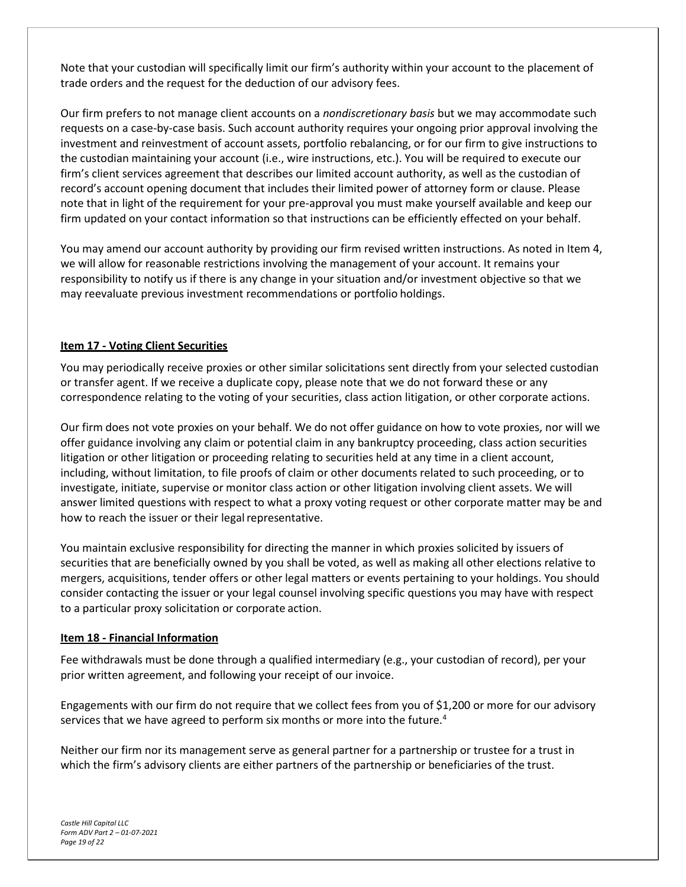Note that your custodian will specifically limit our firm's authority within your account to the placement of trade orders and the request for the deduction of our advisory fees.

Our firm prefers to not manage client accounts on a *nondiscretionary basis* but we may accommodate such requests on a case-by-case basis. Such account authority requires your ongoing prior approval involving the investment and reinvestment of account assets, portfolio rebalancing, or for our firm to give instructions to the custodian maintaining your account (i.e., wire instructions, etc.). You will be required to execute our firm's client services agreement that describes our limited account authority, as well as the custodian of record's account opening document that includes their limited power of attorney form or clause. Please note that in light of the requirement for your pre-approval you must make yourself available and keep our firm updated on your contact information so that instructions can be efficiently effected on your behalf.

You may amend our account authority by providing our firm revised written instructions. As noted in Item 4, we will allow for reasonable restrictions involving the management of your account. It remains your responsibility to notify us if there is any change in your situation and/or investment objective so that we may reevaluate previous investment recommendations or portfolio holdings.

## Item 17 - Voting Client Securities

You may periodically receive proxies or other similar solicitations sent directly from your selected custodian or transfer agent. If we receive a duplicate copy, please note that we do not forward these or any correspondence relating to the voting of your securities, class action litigation, or other corporate actions.

Our firm does not vote proxies on your behalf. We do not offer guidance on how to vote proxies, nor will we offer guidance involving any claim or potential claim in any bankruptcy proceeding, class action securities litigation or other litigation or proceeding relating to securities held at any time in a client account, including, without limitation, to file proofs of claim or other documents related to such proceeding, or to investigate, initiate, supervise or monitor class action or other litigation involving client assets. We will answer limited questions with respect to what a proxy voting request or other corporate matter may be and how to reach the issuer or their legal representative.

You maintain exclusive responsibility for directing the manner in which proxies solicited by issuers of securities that are beneficially owned by you shall be voted, as well as making all other elections relative to mergers, acquisitions, tender offers or other legal matters or events pertaining to your holdings. You should consider contacting the issuer or your legal counsel involving specific questions you may have with respect to a particular proxy solicitation or corporate action.

## Item 18 - Financial Information

Fee withdrawals must be done through a qualified intermediary (e.g., your custodian of record), per your prior written agreement, and following your receipt of our invoice.

Engagements with our firm do not require that we collect fees from you of $1,200 or more for our advisory services that we have agreed to perform six months or more into the future.[4]

Neither our firm nor its management serve as general partner for a partnership or trustee for a trust in which the firm's advisory clients are either partners of the partnership or beneficiaries of the trust.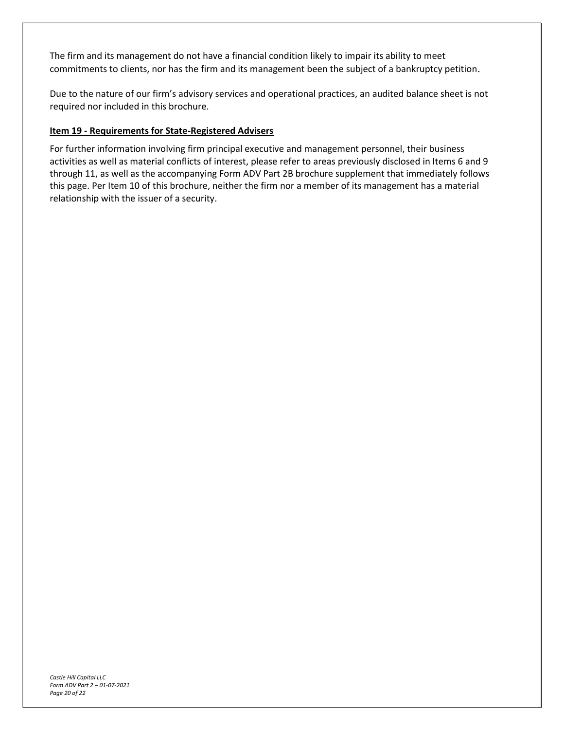The firm and its management do not have a financial condition likely to impair its ability to meet commitments to clients, nor has the firm and its management been the subject of a bankruptcy petition.

Due to the nature of our firm's advisory services and operational practices, an audited balance sheet is not required nor included in this brochure.

## Item 19 - Requirements for State-Registered Advisers

For further information involving firm principal executive and management personnel, their business activities as well as material conflicts of interest, please refer to areas previously disclosed in Items 6 and 9 through 11, as well as the accompanying Form ADV Part 2B brochure supplement that immediately follows this page. Per Item 10 of this brochure, neither the firm nor a member of its management has a material relationship with the issuer of a security.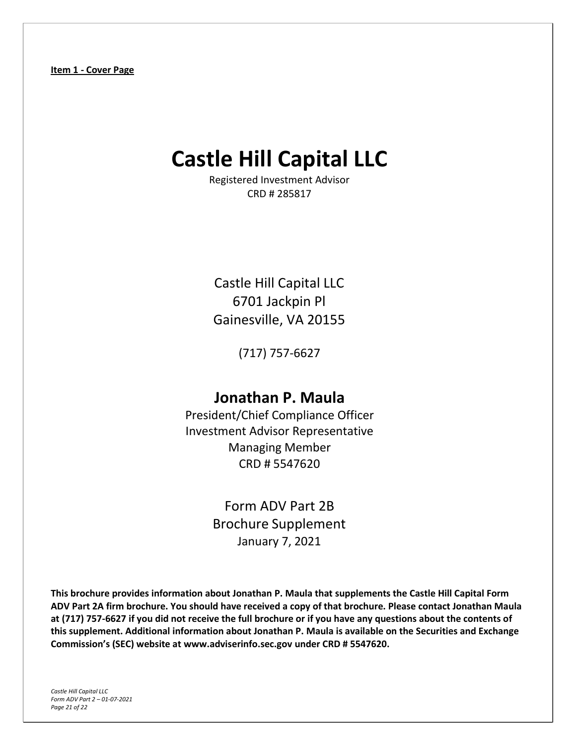**Item 1 - Cover Page**

# Castle Hill Capital LLC

Registered Investment Advisor
CRD # 285817

Castle Hill Capital LLC
6701 Jackpin Pl
Gainesville, VA 20155

(717) 757-6627

## Jonathan P. Maula

President/Chief Compliance Officer
Investment Advisor Representative
Managing Member
CRD # 5547620

Form ADV Part 2B
Brochure Supplement
January 7, 2021

**This brochure provides information about Jonathan P. Maula that supplements the Castle Hill Capital Form ADV Part 2A firm brochure. You should have received a copy of that brochure. Please contact Jonathan Maula at (717) 757-6627 if you did not receive the full brochure or if you have any questions about the contents of this supplement. Additional information about Jonathan P. Maula is available on the Securities and Exchange Commission's (SEC) website at www.adviserinfo.sec.gov under CRD # 5547620.**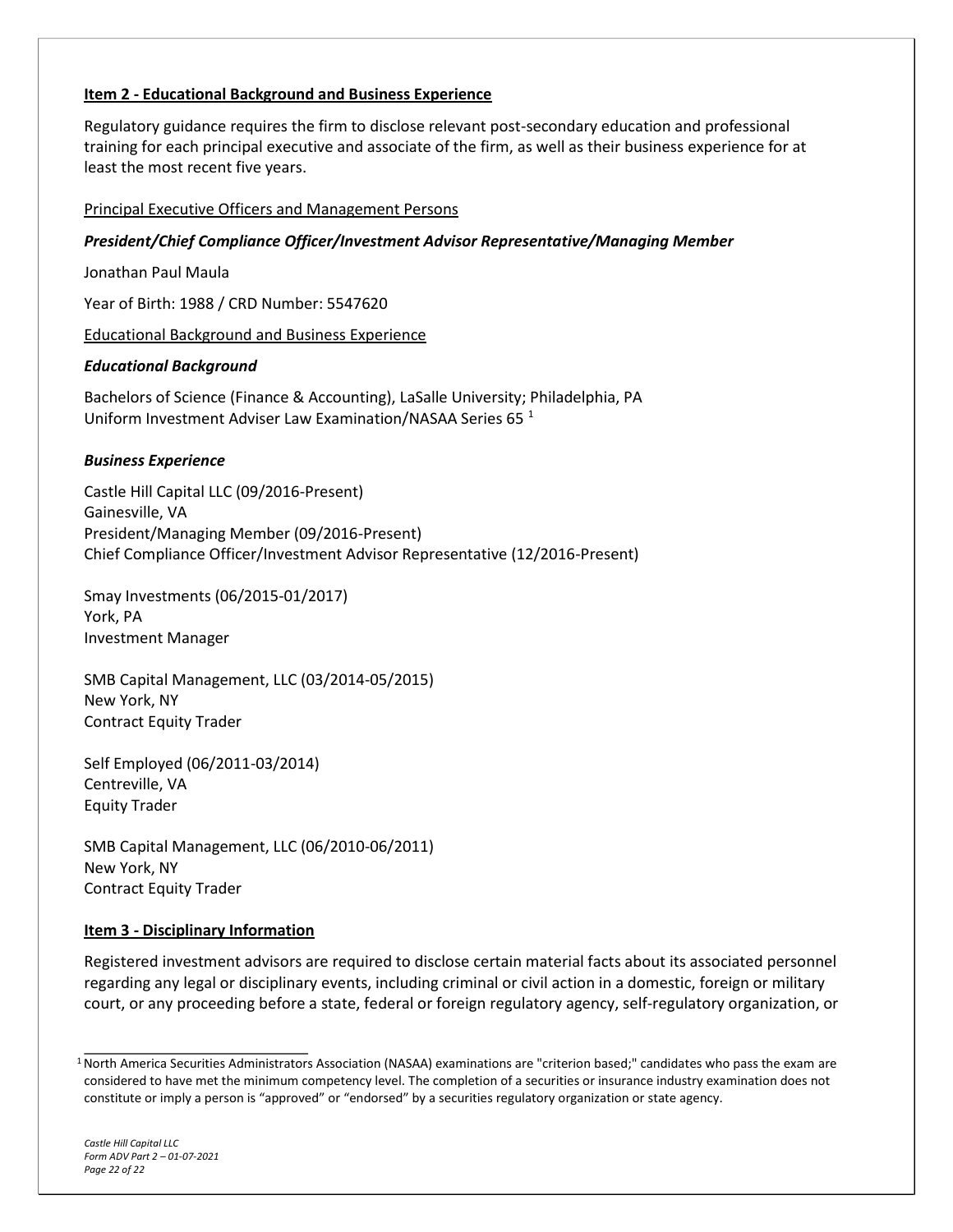**Item 2 - Educational Background and Business Experience**

Regulatory guidance requires the firm to disclose relevant post-secondary education and professional training for each principal executive and associate of the firm, as well as their business experience for at least the most recent five years.

Principal Executive Officers and Management Persons

***President/Chief Compliance Officer/Investment Advisor Representative/Managing Member***

Jonathan Paul Maula

Year of Birth: 1988 / CRD Number: 5547620

Educational Background and Business Experience

***Educational Background***

Bachelors of Science (Finance & Accounting), LaSalle University; Philadelphia, PA
Uniform Investment Adviser Law Examination/NASAA Series 65 [1]

***Business Experience***

Castle Hill Capital LLC (09/2016-Present)
Gainesville, VA
President/Managing Member (09/2016-Present)
Chief Compliance Officer/Investment Advisor Representative (12/2016-Present)

Smay Investments (06/2015-01/2017)
York, PA
Investment Manager

SMB Capital Management, LLC (03/2014-05/2015)
New York, NY
Contract Equity Trader

Self Employed (06/2011-03/2014)
Centreville, VA
Equity Trader

SMB Capital Management, LLC (06/2010-06/2011)
New York, NY
Contract Equity Trader

**Item 3 - Disciplinary Information**

Registered investment advisors are required to disclose certain material facts about its associated personnel regarding any legal or disciplinary events, including criminal or civil action in a domestic, foreign or military court, or any proceeding before a state, federal or foreign regulatory agency, self-regulatory organization, or

[1] North America Securities Administrators Association (NASAA) examinations are "criterion based;" candidates who pass the exam are considered to have met the minimum competency level. The completion of a securities or insurance industry examination does not constitute or imply a person is "approved" or "endorsed" by a securities regulatory organization or state agency.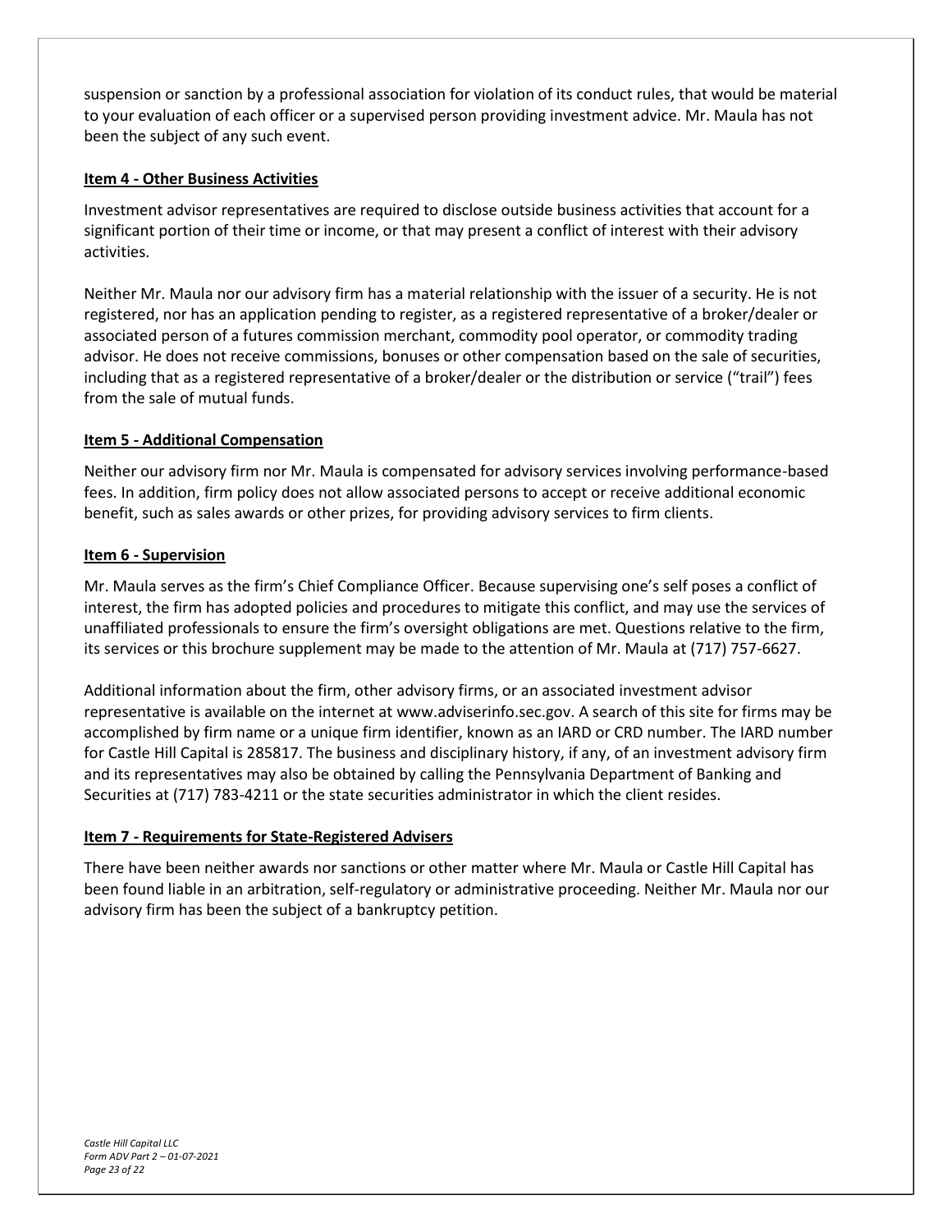suspension or sanction by a professional association for violation of its conduct rules, that would be material to your evaluation of each officer or a supervised person providing investment advice. Mr. Maula has not been the subject of any such event.

## Item 4 - Other Business Activities

Investment advisor representatives are required to disclose outside business activities that account for a significant portion of their time or income, or that may present a conflict of interest with their advisory activities.

Neither Mr. Maula nor our advisory firm has a material relationship with the issuer of a security. He is not registered, nor has an application pending to register, as a registered representative of a broker/dealer or associated person of a futures commission merchant, commodity pool operator, or commodity trading advisor. He does not receive commissions, bonuses or other compensation based on the sale of securities, including that as a registered representative of a broker/dealer or the distribution or service ("trail") fees from the sale of mutual funds.

## Item 5 - Additional Compensation

Neither our advisory firm nor Mr. Maula is compensated for advisory services involving performance-based fees. In addition, firm policy does not allow associated persons to accept or receive additional economic benefit, such as sales awards or other prizes, for providing advisory services to firm clients.

## Item 6 - Supervision

Mr. Maula serves as the firm's Chief Compliance Officer. Because supervising one's self poses a conflict of interest, the firm has adopted policies and procedures to mitigate this conflict, and may use the services of unaffiliated professionals to ensure the firm's oversight obligations are met. Questions relative to the firm, its services or this brochure supplement may be made to the attention of Mr. Maula at (717) 757-6627.

Additional information about the firm, other advisory firms, or an associated investment advisor representative is available on the internet at www.adviserinfo.sec.gov. A search of this site for firms may be accomplished by firm name or a unique firm identifier, known as an IARD or CRD number. The IARD number for Castle Hill Capital is 285817. The business and disciplinary history, if any, of an investment advisory firm and its representatives may also be obtained by calling the Pennsylvania Department of Banking and Securities at (717) 783-4211 or the state securities administrator in which the client resides.

## Item 7 - Requirements for State-Registered Advisers

There have been neither awards nor sanctions or other matter where Mr. Maula or Castle Hill Capital has been found liable in an arbitration, self-regulatory or administrative proceeding. Neither Mr. Maula nor our advisory firm has been the subject of a bankruptcy petition.